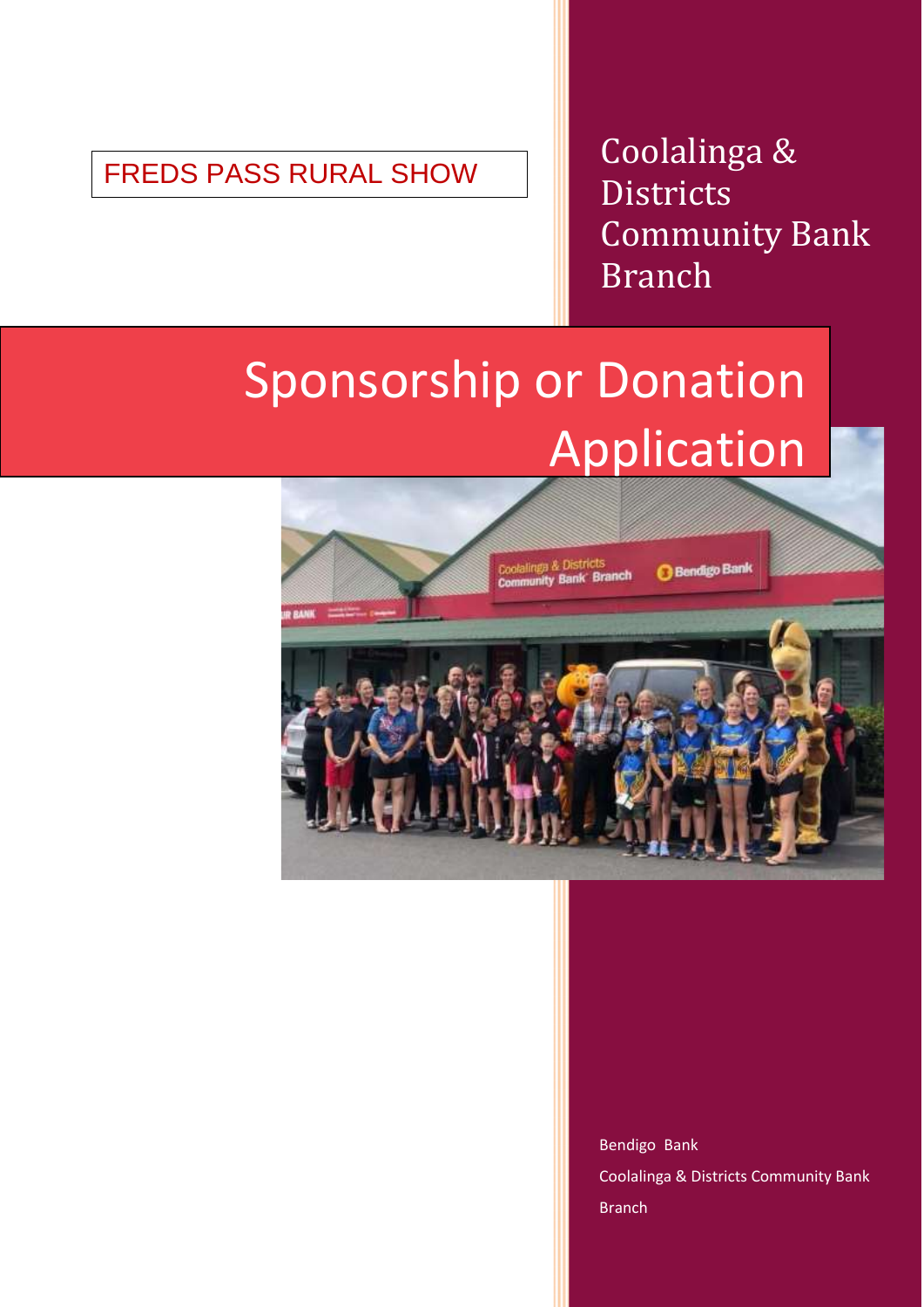FREDS PASS RURAL SHOW

Coolalinga & Districts Community Bank Branch

# Sponsorship or Donation Application

Bendigo Bank

Coolalinga & Districts Community Bank Branch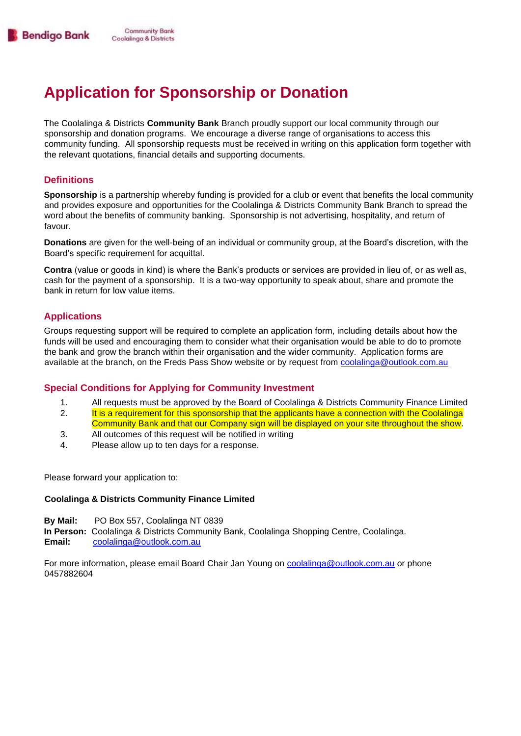# Application for Sponsorship or Donation

The Coolalinga & Districts **Community Bank** Branch proudly support our local community through our sponsorship and donation programs. We encourage a diverse range of organisations to access this community funding. All sponsorship requests must be received in writing on this application form together with the relevant quotations, financial details and supporting documents.

## Definitions

**Sponsorship** is a partnership whereby funding is provided for a club or event that benefits the local community and provides exposure and opportunities for the Coolalinga & Districts Community Bank Branch to spread the word about the benefits of community banking. Sponsorship is not advertising, hospitality, and return of favour.

**Donations** are given for the well-being of an individual or community group, at the Board's discretion, with the Board's specific requirement for acquittal.

**Contra** (value or goods in kind) is where the Bank's products or services are provided in lieu of, or as well as, cash for the payment of a sponsorship. It is a two-way opportunity to speak about, share and promote the bank in return for low value items.

## Applications

Groups requesting support will be required to complete an application form, including details about how the funds will be used and encouraging them to consider what their organisation would be able to do to promote the bank and grow the branch within their organisation and the wider community. Application forms are available at the branch, on the Freds Pass Show website or by request from coolalinga@outlook.com.au

## Special Conditions for Applying for Community Investment

1. All requests must be approved by the Board of Coolalinga & Districts Community Finance Limited
2. It is a requirement for this sponsorship that the applicants have a connection with the Coolalinga Community Bank and that our Company sign will be displayed on your site throughout the show.
3. All outcomes of this request will be notified in writing
4. Please allow up to ten days for a response.

Please forward your application to:

**Coolalinga & Districts Community Finance Limited**

**By Mail:** PO Box 557, Coolalinga NT 0839
**In Person:** Coolalinga & Districts Community Bank, Coolalinga Shopping Centre, Coolalinga.
**Email:** coolalinga@outlook.com.au

For more information, please email Board Chair Jan Young on coolalinga@outlook.com.au or phone 0457882604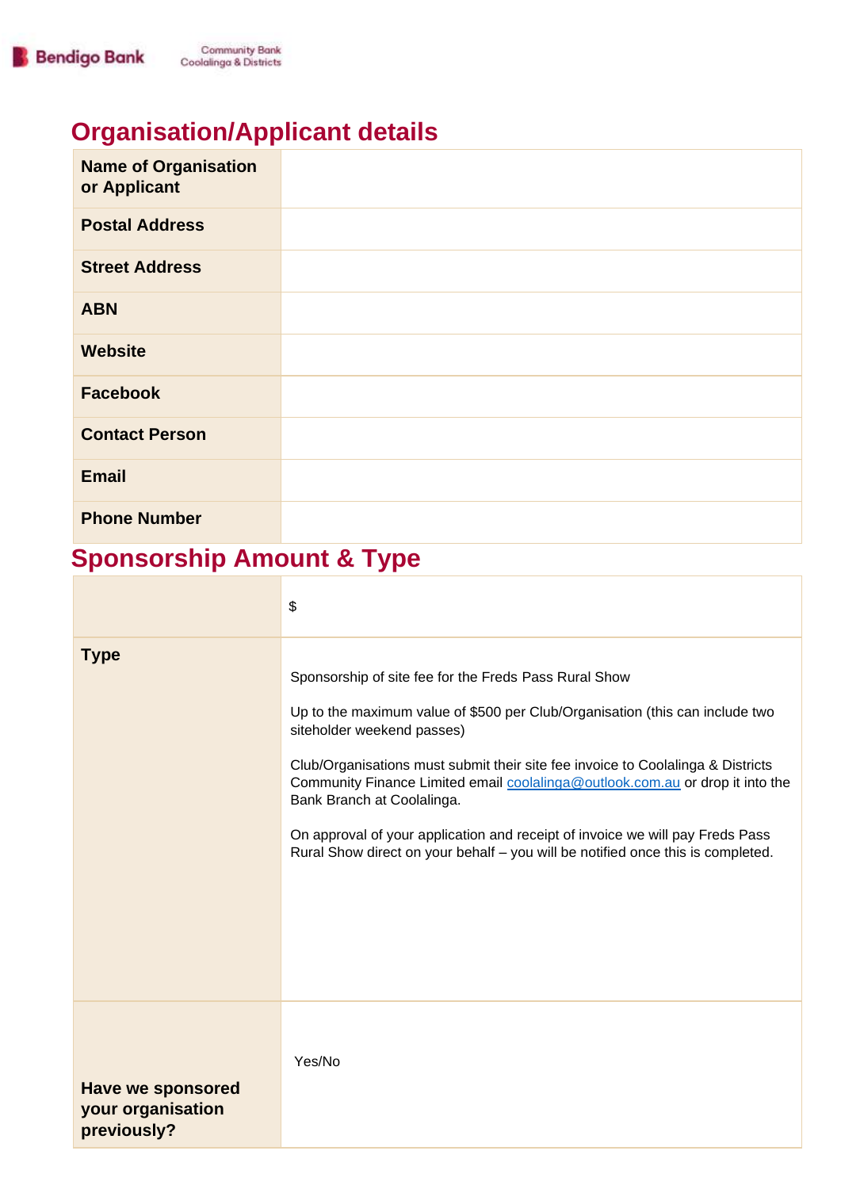## Organisation/Applicant details

| | |
|---|---|
| **Name of Organisation or Applicant** | |
| **Postal Address** | |
| **Street Address** | |
| **ABN** | |
| **Website** | |
| **Facebook** | |
| **Contact Person** | |
| **Email** | |
| **Phone Number** | |

## Sponsorship Amount & Type

| | |
|---|---|
| | $ |
| **Type** | Sponsorship of site fee for the Freds Pass Rural Show<br><br>Up to the maximum value of $500 per Club/Organisation (this can include two siteholder weekend passes)<br><br>Club/Organisations must submit their site fee invoice to Coolalinga & Districts Community Finance Limited email coolalinga@outlook.com.au or drop it into the Bank Branch at Coolalinga.<br><br>On approval of your application and receipt of invoice we will pay Freds Pass Rural Show direct on your behalf – you will be notified once this is completed. |
| **Have we sponsored your organisation previously?** | Yes/No |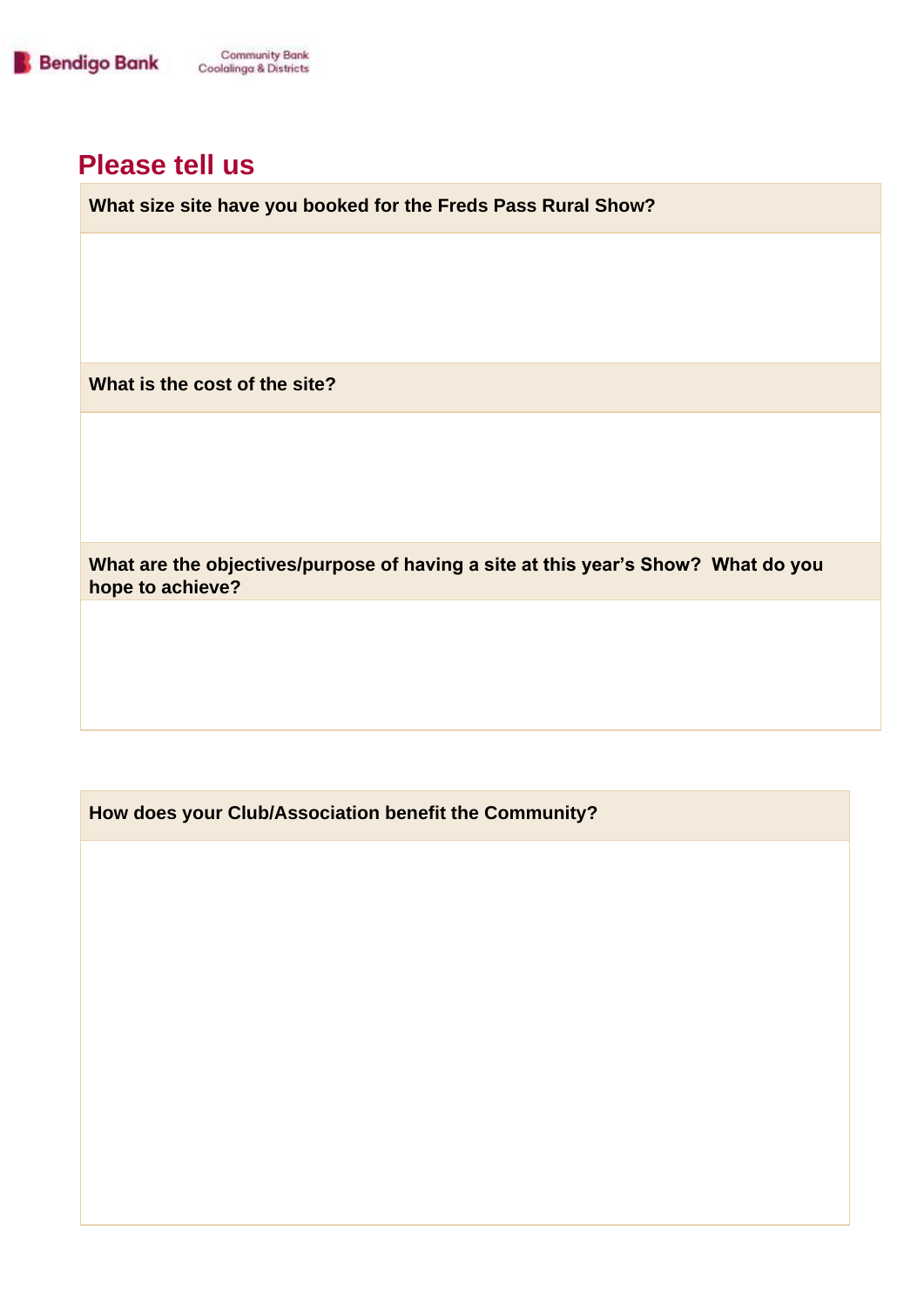## Please tell us

| What size site have you booked for the Freds Pass Rural Show? |
| --- |
| |

| What is the cost of the site? |
| --- |
| |

| What are the objectives/purpose of having a site at this year's Show? What do you hope to achieve? |
| --- |
| |

| How does your Club/Association benefit the Community? |
| --- |
| |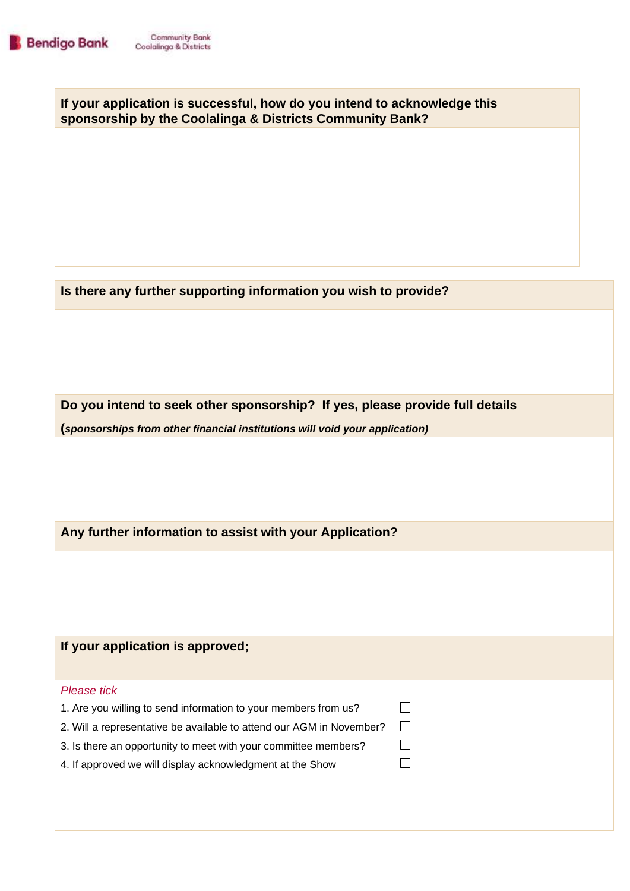**If your application is successful, how do you intend to acknowledge this sponsorship by the Coolalinga & Districts Community Bank?**

**Is there any further supporting information you wish to provide?**

**Do you intend to seek other sponsorship? If yes, please provide full details**

**(*sponsorships from other financial institutions will void your application)***

**Any further information to assist with your Application?**

**If your application is approved;**

*Please tick*

1. Are you willing to send information to your members from us? ☐
2. Will a representative be available to attend our AGM in November? ☐
3. Is there an opportunity to meet with your committee members? ☐
4. If approved we will display acknowledgment at the Show ☐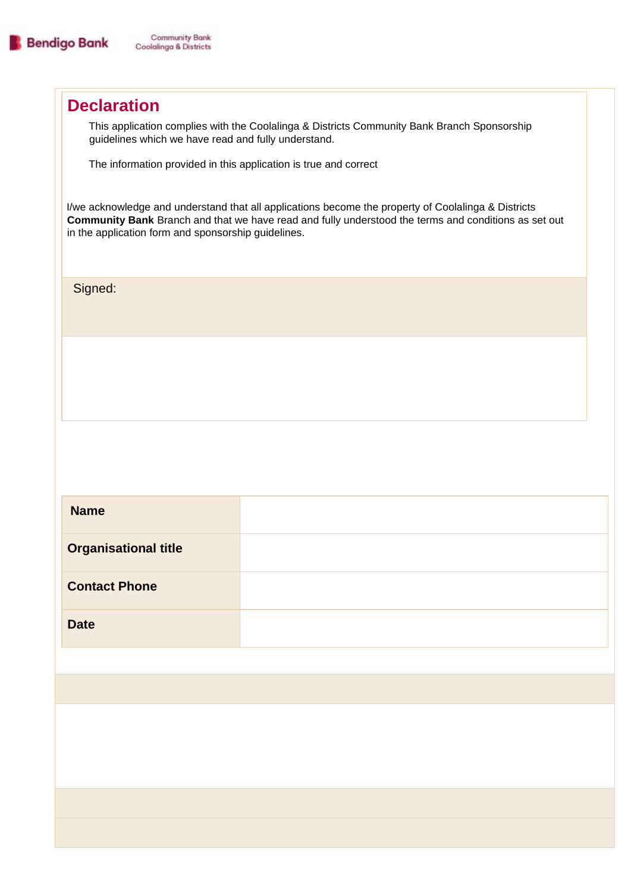## Declaration

This application complies with the Coolalinga & Districts Community Bank Branch Sponsorship guidelines which we have read and fully understand.

The information provided in this application is true and correct

I/we acknowledge and understand that all applications become the property of Coolalinga & Districts **Community Bank** Branch and that we have read and fully understood the terms and conditions as set out in the application form and sponsorship guidelines.

Signed:

| | |
|---|---|
| **Name** | |
| **Organisational title** | |
| **Contact Phone** | |
| **Date** | |